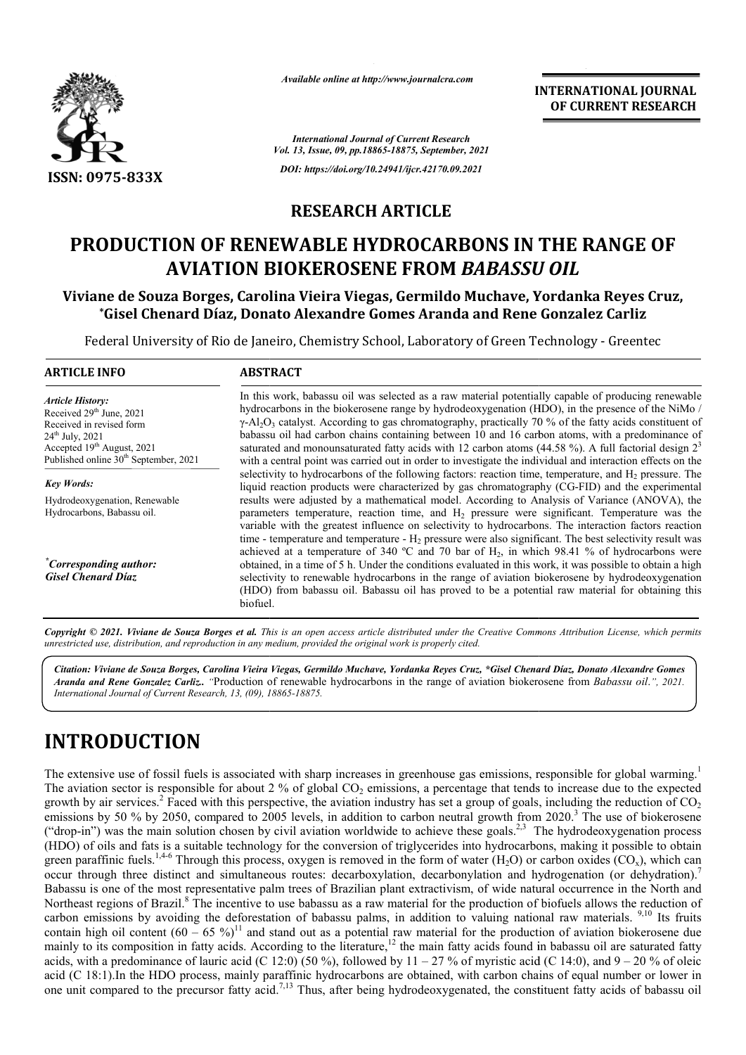# RESEARCH ARTICLE

# PRODUCTION OF RENEWABLE HYDROCARBONS IN THE RANGE OF AVIATION BIOKEROSENE FROM *BABASSU OIL*

**Viviane de Souza Borges, Carolina Vieira Viegas, Germildo Muchave, Yordanka Reyes Cruz, \*Gisel Chenard Díaz, Donato Alexandre Gomes Aranda and Rene Gonzalez Carliz**

Federal University of Rio de Janeiro, Chemistry School, Laboratory of Green Technology - Greentec

## ARTICLE INFO

*Article History:*
Received 29th June, 2021
Received in revised form
24th July, 2021
Accepted 19th August, 2021
Published online 30th September, 2021

*Key Words:*
Hydrodeoxygenation, Renewable Hydrocarbons, Babassu oil.

*\*Corresponding author:*
*Gisel Chenard Díaz*

## ABSTRACT

In this work, babassu oil was selected as a raw material potentially capable of producing renewable hydrocarbons in the biokerosene range by hydrodeoxygenation (HDO), in the presence of the NiMo / $\gamma$-$Al_2O_3$ catalyst. According to gas chromatography, practically 70 % of the fatty acids constituent of babassu oil had carbon chains containing between 10 and 16 carbon atoms, with a predominance of saturated and monounsaturated fatty acids with 12 carbon atoms (44.58 %). A full factorial design $2^3$ with a central point was carried out in order to investigate the individual and interaction effects on the selectivity to hydrocarbons of the following factors: reaction time, temperature, and $H_2$ pressure. The liquid reaction products were characterized by gas chromatography (CG-FID) and the experimental results were adjusted by a mathematical model. According to Analysis of Variance (ANOVA), the parameters temperature, reaction time, and $H_2$ pressure were significant. Temperature was the variable with the greatest influence on selectivity to hydrocarbons. The interaction factors reaction time - temperature and temperature - $H_2$ pressure were also significant. The best selectivity result was achieved at a temperature of 340 ºC and 70 bar of $H_2$, in which 98.41 % of hydrocarbons were obtained, in a time of 5 h. Under the conditions evaluated in this work, it was possible to obtain a high selectivity to renewable hydrocarbons in the range of aviation biokerosene by hydrodeoxygenation (HDO) from babassu oil. Babassu oil has proved to be a potential raw material for obtaining this biofuel.

*Copyright © 2021. Viviane de Souza Borges et al. This is an open access article distributed under the Creative Commons Attribution License, which permits unrestricted use, distribution, and reproduction in any medium, provided the original work is properly cited.*

***Citation:*** ***Viviane de Souza Borges, Carolina Vieira Viegas, Germildo Muchave, Yordanka Reyes Cruz, \*Gisel Chenard Díaz, Donato Alexandre Gomes Aranda and Rene Gonzalez Carliz.*** *"Production of renewable hydrocarbons in the range of aviation biokerosene from Babassu oil.", 2021. International Journal of Current Research, 13, (09), 18865-18875.*

# INTRODUCTION

The extensive use of fossil fuels is associated with sharp increases in greenhouse gas emissions, responsible for global warming.[1] The aviation sector is responsible for about 2 % of global $CO_2$ emissions, a percentage that tends to increase due to the expected growth by air services.[2] Faced with this perspective, the aviation industry has set a group of goals, including the reduction of $CO_2$ emissions by 50 % by 2050, compared to 2005 levels, in addition to carbon neutral growth from 2020.[3] The use of biokerosene ("drop-in") was the main solution chosen by civil aviation worldwide to achieve these goals.[2,3] The hydrodeoxygenation process (HDO) of oils and fats is a suitable technology for the conversion of triglycerides into hydrocarbons, making it possible to obtain green paraffinic fuels.[1,4-6] Through this process, oxygen is removed in the form of water ($H_2O$) or carbon oxides ($CO_x$), which can occur through three distinct and simultaneous routes: decarboxylation, decarbonylation and hydrogenation (or dehydration).[7] Babassu is one of the most representative palm trees of Brazilian plant extractivism, of wide natural occurrence in the North and Northeast regions of Brazil.[8] The incentive to use babassu as a raw material for the production of biofuels allows the reduction of carbon emissions by avoiding the deforestation of babassu palms, in addition to valuing national raw materials.[9,10] Its fruits contain high oil content (60 – 65 %)[11] and stand out as a potential raw material for the production of aviation biokerosene due mainly to its composition in fatty acids. According to the literature,[12] the main fatty acids found in babassu oil are saturated fatty acids, with a predominance of lauric acid (C 12:0) (50 %), followed by 11 – 27 % of myristic acid (C 14:0), and 9 – 20 % of oleic acid (C 18:1).In the HDO process, mainly paraffinic hydrocarbons are obtained, with carbon chains of equal number or lower in one unit compared to the precursor fatty acid.[7,13] Thus, after being hydrodeoxygenated, the constituent fatty acids of babassu oil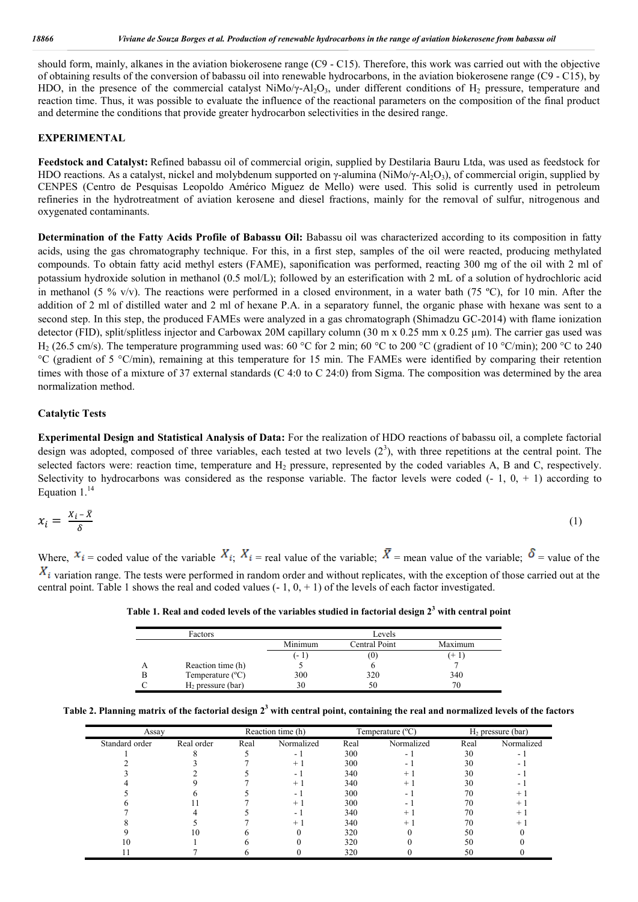should form, mainly, alkanes in the aviation biokerosene range (C9 - C15). Therefore, this work was carried out with the objective of obtaining results of the conversion of babassu oil into renewable hydrocarbons, in the aviation biokerosene range (C9 - C15), by HDO, in the presence of the commercial catalyst NiMo/γ-$Al_2O_3$, under different conditions of $H_2$ pressure, temperature and reaction time. Thus, it was possible to evaluate the influence of the reactional parameters on the composition of the final product and determine the conditions that provide greater hydrocarbon selectivities in the desired range.

## EXPERIMENTAL

**Feedstock and Catalyst:** Refined babassu oil of commercial origin, supplied by Destilaria Bauru Ltda, was used as feedstock for HDO reactions. As a catalyst, nickel and molybdenum supported on γ-alumina (NiMo/γ-$Al_2O_3$), of commercial origin, supplied by CENPES (Centro de Pesquisas Leopoldo Américo Miguez de Mello) were used. This solid is currently used in petroleum refineries in the hydrotreatment of aviation kerosene and diesel fractions, mainly for the removal of sulfur, nitrogenous and oxygenated contaminants.

**Determination of the Fatty Acids Profile of Babassu Oil:** Babassu oil was characterized according to its composition in fatty acids, using the gas chromatography technique. For this, in a first step, samples of the oil were reacted, producing methylated compounds. To obtain fatty acid methyl esters (FAME), saponification was performed, reacting 300 mg of the oil with 2 ml of potassium hydroxide solution in methanol (0.5 mol/L); followed by an esterification with 2 mL of a solution of hydrochloric acid in methanol (5 % v/v). The reactions were performed in a closed environment, in a water bath (75 ºC), for 10 min. After the addition of 2 ml of distilled water and 2 ml of hexane P.A. in a separatory funnel, the organic phase with hexane was sent to a second step. In this step, the produced FAMEs were analyzed in a gas chromatograph (Shimadzu GC-2014) with flame ionization detector (FID), split/splitless injector and Carbowax 20M capillary column (30 m x 0.25 mm x 0.25 µm). The carrier gas used was $H_2$ (26.5 cm/s). The temperature programming used was: 60 °C for 2 min; 60 °C to 200 °C (gradient of 10 °C/min); 200 °C to 240 °C (gradient of 5 °C/min), remaining at this temperature for 15 min. The FAMEs were identified by comparing their retention times with those of a mixture of 37 external standards (C 4:0 to C 24:0) from Sigma. The composition was determined by the area normalization method.

### Catalytic Tests

**Experimental Design and Statistical Analysis of Data:** For the realization of HDO reactions of babassu oil, a complete factorial design was adopted, composed of three variables, each tested at two levels ($2^3$), with three repetitions at the central point. The selected factors were: reaction time, temperature and $H_2$ pressure, represented by the coded variables A, B and C, respectively. Selectivity to hydrocarbons was considered as the response variable. The factor levels were coded (- 1, 0, + 1) according to Equation 1.[14]

$$x_i = \frac{X_i - \bar{X}}{\delta} \tag{1}$$

Where, $x_i$ = coded value of the variable $X_i$; $X_i$ = real value of the variable; $\bar{X}$ = mean value of the variable; $\delta$ = value of the $X_i$ variation range. The tests were performed in random order and without replicates, with the exception of those carried out at the central point. Table 1 shows the real and coded values (- 1, 0, + 1) of the levels of each factor investigated.

**Table 1. Real and coded levels of the variables studied in factorial design $2^3$ with central point**

| | Factors | Levels | | |
|---|---|---|---|---|
| | | Minimum | Central Point | Maximum |
| | | (- 1) | (0) | (+ 1) |
| A | Reaction time (h) | 5 | 6 | 7 |
| B | Temperature (ºC) | 300 | 320 | 340 |
| C | $H_2$ pressure (bar) | 30 | 50 | 70 |

**Table 2. Planning matrix of the factorial design $2^3$ with central point, containing the real and normalized levels of the factors**

| Assay | | Reaction time (h) | | Temperature (ºC) | | $H_2$ pressure (bar) | |
|---|---|---|---|---|---|---|---|
| Standard order | Real order | Real | Normalized | Real | Normalized | Real | Normalized |
| 1 | 8 | 5 | - 1 | 300 | - 1 | 30 | - 1 |
| 2 | 3 | 7 | + 1 | 300 | - 1 | 30 | - 1 |
| 3 | 2 | 5 | - 1 | 340 | + 1 | 30 | - 1 |
| 4 | 9 | 7 | + 1 | 340 | + 1 | 30 | - 1 |
| 5 | 6 | 5 | - 1 | 300 | - 1 | 70 | + 1 |
| 6 | 11 | 7 | + 1 | 300 | - 1 | 70 | + 1 |
| 7 | 4 | 5 | - 1 | 340 | + 1 | 70 | + 1 |
| 8 | 5 | 7 | + 1 | 340 | + 1 | 70 | + 1 |
| 9 | 10 | 6 | 0 | 320 | 0 | 50 | 0 |
| 10 | 1 | 6 | 0 | 320 | 0 | 50 | 0 |
| 11 | 7 | 6 | 0 | 320 | 0 | 50 | 0 |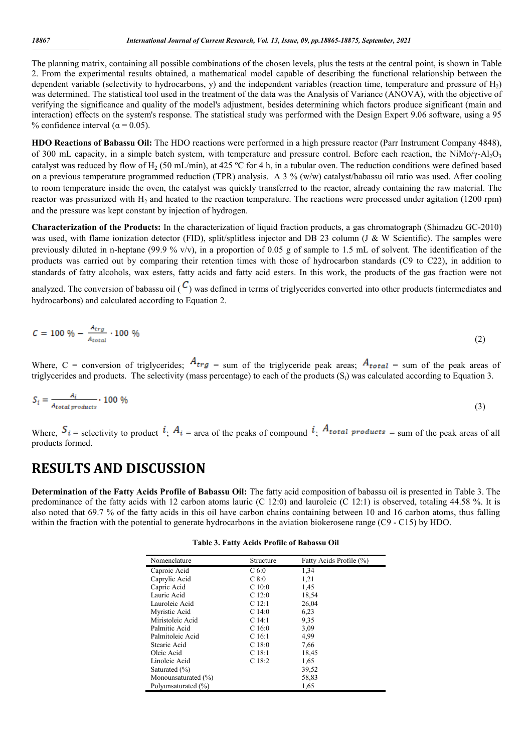The planning matrix, containing all possible combinations of the chosen levels, plus the tests at the central point, is shown in Table 2. From the experimental results obtained, a mathematical model capable of describing the functional relationship between the dependent variable (selectivity to hydrocarbons, y) and the independent variables (reaction time, temperature and pressure of $H_2$) was determined. The statistical tool used in the treatment of the data was the Analysis of Variance (ANOVA), with the objective of verifying the significance and quality of the model's adjustment, besides determining which factors produce significant (main and interaction) effects on the system's response. The statistical study was performed with the Design Expert 9.06 software, using a 95 % confidence interval ($\alpha = 0.05$).

**HDO Reactions of Babassu Oil:** The HDO reactions were performed in a high pressure reactor (Parr Instrument Company 4848), of 300 mL capacity, in a simple batch system, with temperature and pressure control. Before each reaction, the NiMo/$\gamma$-$Al_2O_3$ catalyst was reduced by flow of $H_2$ (50 mL/min), at 425 ºC for 4 h, in a tubular oven. The reduction conditions were defined based on a previous temperature programmed reduction (TPR) analysis. A 3 % (w/w) catalyst/babassu oil ratio was used. After cooling to room temperature inside the oven, the catalyst was quickly transferred to the reactor, already containing the raw material. The reactor was pressurized with $H_2$ and heated to the reaction temperature. The reactions were processed under agitation (1200 rpm) and the pressure was kept constant by injection of hydrogen.

**Characterization of the Products:** In the characterization of liquid fraction products, a gas chromatograph (Shimadzu GC-2010) was used, with flame ionization detector (FID), split/splitless injector and DB 23 column (J & W Scientific). The samples were previously diluted in n-heptane (99.9 % v/v), in a proportion of 0.05 g of sample to 1.5 mL of solvent. The identification of the products was carried out by comparing their retention times with those of hydrocarbon standards (C9 to C22), in addition to standards of fatty alcohols, wax esters, fatty acids and fatty acid esters. In this work, the products of the gas fraction were not analyzed. The conversion of babassu oil ($C$) was defined in terms of triglycerides converted into other products (intermediates and hydrocarbons) and calculated according to Equation 2.

$$C = 100\ \% - \frac{A_{trg}}{A_{total}} \cdot 100\ \% \qquad (2)$$

Where, C = conversion of triglycerides; $A_{trg}$ = sum of the triglyceride peak areas; $A_{total}$ = sum of the peak areas of triglycerides and products. The selectivity (mass percentage) to each of the products ($S_i$) was calculated according to Equation 3.

$$S_i = \frac{A_i}{A_{total\ products}} \cdot 100\ \% \qquad (3)$$

Where, $S_i$ = selectivity to product $i$; $A_i$ = area of the peaks of compound $i$; $A_{total\ products}$ = sum of the peak areas of all products formed.

# RESULTS AND DISCUSSION

**Determination of the Fatty Acids Profile of Babassu Oil:** The fatty acid composition of babassu oil is presented in Table 3. The predominance of the fatty acids with 12 carbon atoms lauric (C 12:0) and lauroleic (C 12:1) is observed, totaling 44.58 %. It is also noted that 69.7 % of the fatty acids in this oil have carbon chains containing between 10 and 16 carbon atoms, thus falling within the fraction with the potential to generate hydrocarbons in the aviation biokerosene range (C9 - C15) by HDO.

**Table 3. Fatty Acids Profile of Babassu Oil**

| Nomenclature | Structure | Fatty Acids Profile (%) |
|---|---|---|
| Caproic Acid | C 6:0 | 1,34 |
| Caprylic Acid | C 8:0 | 1,21 |
| Capric Acid | C 10:0 | 1,45 |
| Lauric Acid | C 12:0 | 18,54 |
| Lauroleic Acid | C 12:1 | 26,04 |
| Myristic Acid | C 14:0 | 6,23 |
| Miristoleic Acid | C 14:1 | 9,35 |
| Palmitic Acid | C 16:0 | 3,09 |
| Palmitoleic Acid | C 16:1 | 4,99 |
| Stearic Acid | C 18:0 | 7,66 |
| Oleic Acid | C 18:1 | 18,45 |
| Linoleic Acid | C 18:2 | 1,65 |
| Saturated (%) | | 39,52 |
| Monounsaturated (%) | | 58,83 |
| Polyunsaturated (%) | | 1,65 |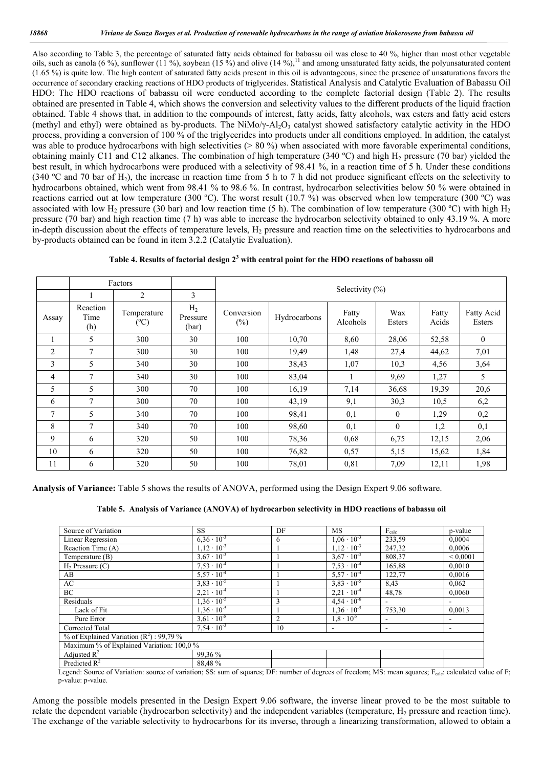Also according to Table 3, the percentage of saturated fatty acids obtained for babassu oil was close to 40 %, higher than most other vegetable oils, such as canola (6 %), sunflower (11 %), soybean (15 %) and olive (14 %),[11] and among unsaturated fatty acids, the polyunsaturated content (1.65 %) is quite low. The high content of saturated fatty acids present in this oil is advantageous, since the presence of unsaturations favors the occurrence of secondary cracking reactions of HDO products of triglycerides. Statistical Analysis and Catalytic Evaluation of Babassu Oil HDO: The HDO reactions of babassu oil were conducted according to the complete factorial design (Table 2). The results obtained are presented in Table 4, which shows the conversion and selectivity values to the different products of the liquid fraction obtained. Table 4 shows that, in addition to the compounds of interest, fatty acids, fatty alcohols, wax esters and fatty acid esters (methyl and ethyl) were obtained as by-products. The NiMo/γ-$Al_2O_3$ catalyst showed satisfactory catalytic activity in the HDO process, providing a conversion of 100 % of the triglycerides into products under all conditions employed. In addition, the catalyst was able to produce hydrocarbons with high selectivities (> 80 %) when associated with more favorable experimental conditions, obtaining mainly C11 and C12 alkanes. The combination of high temperature (340 ºC) and high $H_2$ pressure (70 bar) yielded the best result, in which hydrocarbons were produced with a selectivity of 98.41 %, in a reaction time of 5 h. Under these conditions (340 ºC and 70 bar of $H_2$), the increase in reaction time from 5 h to 7 h did not produce significant effects on the selectivity to hydrocarbons obtained, which went from 98.41 % to 98.6 %. In contrast, hydrocarbon selectivities below 50 % were obtained in reactions carried out at low temperature (300 ºC). The worst result (10.7 %) was observed when low temperature (300 ºC) was associated with low $H_2$ pressure (30 bar) and low reaction time (5 h). The combination of low temperature (300 ºC) with high $H_2$ pressure (70 bar) and high reaction time (7 h) was able to increase the hydrocarbon selectivity obtained to only 43.19 %. A more in-depth discussion about the effects of temperature levels, $H_2$ pressure and reaction time on the selectivities to hydrocarbons and by-products obtained can be found in item 3.2.2 (Catalytic Evaluation).

**Table 4. Results of factorial design $2^3$ with central point for the HDO reactions of babassu oil**

| | Factors | | | Selectivity (%) | | | | | |
|---|---|---|---|---|---|---|---|---|---|
| | 1 | 2 | 3 | | | | | | |
| Assay | Reaction Time (h) | Temperature (ºC) | $H_2$ Pressure (bar) | Conversion (%) | Hydrocarbons | Fatty Alcohols | Wax Esters | Fatty Acids | Fatty Acid Esters |
| 1 | 5 | 300 | 30 | 100 | 10,70 | 8,60 | 28,06 | 52,58 | 0 |
| 2 | 7 | 300 | 30 | 100 | 19,49 | 1,48 | 27,4 | 44,62 | 7,01 |
| 3 | 5 | 340 | 30 | 100 | 38,43 | 1,07 | 10,3 | 4,56 | 3,64 |
| 4 | 7 | 340 | 30 | 100 | 83,04 | 1 | 9,69 | 1,27 | 5 |
| 5 | 5 | 300 | 70 | 100 | 16,19 | 7,14 | 36,68 | 19,39 | 20,6 |
| 6 | 7 | 300 | 70 | 100 | 43,19 | 9,1 | 30,3 | 10,5 | 6,2 |
| 7 | 5 | 340 | 70 | 100 | 98,41 | 0,1 | 0 | 1,29 | 0,2 |
| 8 | 7 | 340 | 70 | 100 | 98,60 | 0,1 | 0 | 1,2 | 0,1 |
| 9 | 6 | 320 | 50 | 100 | 78,36 | 0,68 | 6,75 | 12,15 | 2,06 |
| 10 | 6 | 320 | 50 | 100 | 76,82 | 0,57 | 5,15 | 15,62 | 1,84 |
| 11 | 6 | 320 | 50 | 100 | 78,01 | 0,81 | 7,09 | 12,11 | 1,98 |

**Analysis of Variance:** Table 5 shows the results of ANOVA, performed using the Design Expert 9.06 software.

**Table 5. Analysis of Variance (ANOVA) of hydrocarbon selectivity in HDO reactions of babassu oil**

| Source of Variation | SS | DF | MS | $F_{calc}$ | p-value |
|---|---|---|---|---|---|
| Linear Regression | $6,36 \cdot 10^{-3}$ | 6 | $1,06 \cdot 10^{-3}$ | 233,59 | 0,0004 |
| Reaction Time (A) | $1,12 \cdot 10^{-3}$ | 1 | $1,12 \cdot 10^{-3}$ | 247,32 | 0,0006 |
| Temperature (B) | $3,67 \cdot 10^{-3}$ | 1 | $3,67 \cdot 10^{-3}$ | 808,37 | < 0,0001 |
| $H_2$ Pressure (C) | $7,53 \cdot 10^{-4}$ | 1 | $7,53 \cdot 10^{-4}$ | 165,88 | 0,0010 |
| AB | $5,57 \cdot 10^{-4}$ | 1 | $5,57 \cdot 10^{-4}$ | 122,77 | 0,0016 |
| AC | $3,83 \cdot 10^{-5}$ | 1 | $3,83 \cdot 10^{-5}$ | 8,43 | 0,062 |
| BC | $2,21 \cdot 10^{-4}$ | 1 | $2,21 \cdot 10^{-4}$ | 48,78 | 0,0060 |
| Residuals | $1,36 \cdot 10^{-5}$ | 3 | $4,54 \cdot 10^{-6}$ | - | - |
| Lack of Fit | $1,36 \cdot 10^{-5}$ | 1 | $1,36 \cdot 10^{-5}$ | 753,30 | 0,0013 |
| Pure Error | $3,61 \cdot 10^{-8}$ | 2 | $1,8 \cdot 10^{-8}$ | - | - |
| Corrected Total | $7,54 \cdot 10^{-3}$ | 10 | - | - | - |
| % of Explained Variation ($R^2$) : 99,79 % | | | | | |
| Maximum % of Explained Variation: 100,0 % | | | | | |
| Adjusted $R^2$ | 99,36 % | | | | |
| Predicted $R^2$ | 88,48 % | | | | |

Legend: Source of Variation: source of variation; SS: sum of squares; DF: number of degrees of freedom; MS: mean squares; $F_{calc}$: calculated value of F; p-value: p-value.

Among the possible models presented in the Design Expert 9.06 software, the inverse linear proved to be the most suitable to relate the dependent variable (hydrocarbon selectivity) and the independent variables (temperature, $H_2$ pressure and reaction time). The exchange of the variable selectivity to hydrocarbons for its inverse, through a linearizing transformation, allowed to obtain a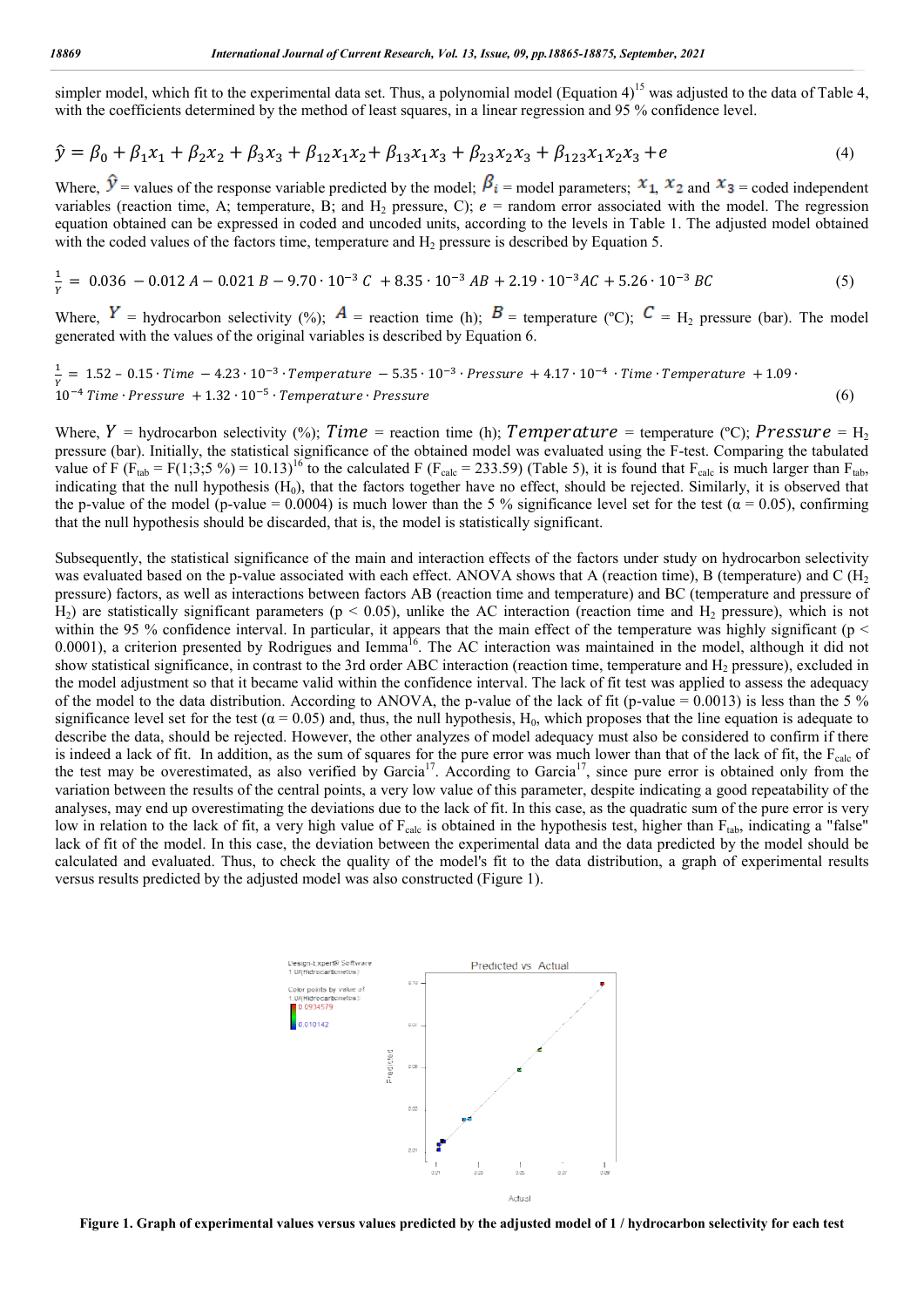simpler model, which fit to the experimental data set. Thus, a polynomial model (Equation 4)[15] was adjusted to the data of Table 4, with the coefficients determined by the method of least squares, in a linear regression and 95 % confidence level.

$$\hat{y} = \beta_0 + \beta_1 x_1 + \beta_2 x_2 + \beta_3 x_3 + \beta_{12} x_1 x_2 + \beta_{13} x_1 x_3 + \beta_{23} x_2 x_3 + \beta_{123} x_1 x_2 x_3 + e \quad (4)$$

Where, $\hat{y}$ = values of the response variable predicted by the model; $\beta_i$ = model parameters; $x_1$, $x_2$ and $x_3$ = coded independent variables (reaction time, A; temperature, B; and $H_2$ pressure, C); $e$ = random error associated with the model. The regression equation obtained can be expressed in coded and uncoded units, according to the levels in Table 1. The adjusted model obtained with the coded values of the factors time, temperature and $H_2$ pressure is described by Equation 5.

$$\frac{1}{Y} = 0.036 - 0.012\,A - 0.021\,B - 9.70 \cdot 10^{-3}\,C + 8.35 \cdot 10^{-3}\,AB + 2.19 \cdot 10^{-3} AC + 5.26 \cdot 10^{-3}\,BC \quad (5)$$

Where, $Y$ = hydrocarbon selectivity (%); $A$ = reaction time (h); $B$ = temperature (ºC); $C$ = $H_2$ pressure (bar). The model generated with the values of the original variables is described by Equation 6.

$$\frac{1}{Y} = 1.52 - 0.15 \cdot Time - 4.23 \cdot 10^{-3} \cdot Temperature - 5.35 \cdot 10^{-3} \cdot Pressure + 4.17 \cdot 10^{-4} \cdot Time \cdot Temperature + 1.09 \cdot 10^{-4}\, Time \cdot Pressure + 1.32 \cdot 10^{-5} \cdot Temperature \cdot Pressure \quad (6)$$

Where, $Y$ = hydrocarbon selectivity (%); $Time$ = reaction time (h); $Temperature$ = temperature (ºC); $Pressure$ = $H_2$ pressure (bar). Initially, the statistical significance of the obtained model was evaluated using the F-test. Comparing the tabulated value of F ($F_{tab}$ = F(1;3;5 %) = 10.13)[16] to the calculated F ($F_{calc}$ = 233.59) (Table 5), it is found that $F_{calc}$ is much larger than $F_{tab}$, indicating that the null hypothesis ($H_0$), that the factors together have no effect, should be rejected. Similarly, it is observed that the p-value of the model (p-value = 0.0004) is much lower than the 5 % significance level set for the test ($\alpha = 0.05$), confirming that the null hypothesis should be discarded, that is, the model is statistically significant.

Subsequently, the statistical significance of the main and interaction effects of the factors under study on hydrocarbon selectivity was evaluated based on the p-value associated with each effect. ANOVA shows that A (reaction time), B (temperature) and C ($H_2$ pressure) factors, as well as interactions between factors AB (reaction time and temperature) and BC (temperature and pressure of $H_2$) are statistically significant parameters ($p < 0.05$), unlike the AC interaction (reaction time and $H_2$ pressure), which is not within the 95 % confidence interval. In particular, it appears that the main effect of the temperature was highly significant ($p < 0.0001$), a criterion presented by Rodrigues and Iemma[16]. The AC interaction was maintained in the model, although it did not show statistical significance, in contrast to the 3rd order ABC interaction (reaction time, temperature and $H_2$ pressure), excluded in the model adjustment so that it became valid within the confidence interval. The lack of fit test was applied to assess the adequacy of the model to the data distribution. According to ANOVA, the p-value of the lack of fit (p-value = 0.0013) is less than the 5 % significance level set for the test ($\alpha = 0.05$) and, thus, the null hypothesis, $H_0$, which proposes that the line equation is adequate to describe the data, should be rejected. However, the other analyzes of model adequacy must also be considered to confirm if there is indeed a lack of fit. In addition, as the sum of squares for the pure error was much lower than that of the lack of fit, the $F_{calc}$ of the test may be overestimated, as also verified by Garcia[17]. According to Garcia[17], since pure error is obtained only from the variation between the results of the central points, a very low value of this parameter, despite indicating a good repeatability of the analyses, may end up overestimating the deviations due to the lack of fit. In this case, as the quadratic sum of the pure error is very low in relation to the lack of fit, a very high value of $F_{calc}$ is obtained in the hypothesis test, higher than $F_{tab}$, indicating a "false" lack of fit of the model. In this case, the deviation between the experimental data and the data predicted by the model should be calculated and evaluated. Thus, to check the quality of the model's fit to the data distribution, a graph of experimental results versus results predicted by the adjusted model was also constructed (Figure 1).

**Figure 1. Graph of experimental values versus values predicted by the adjusted model of 1 / hydrocarbon selectivity for each test**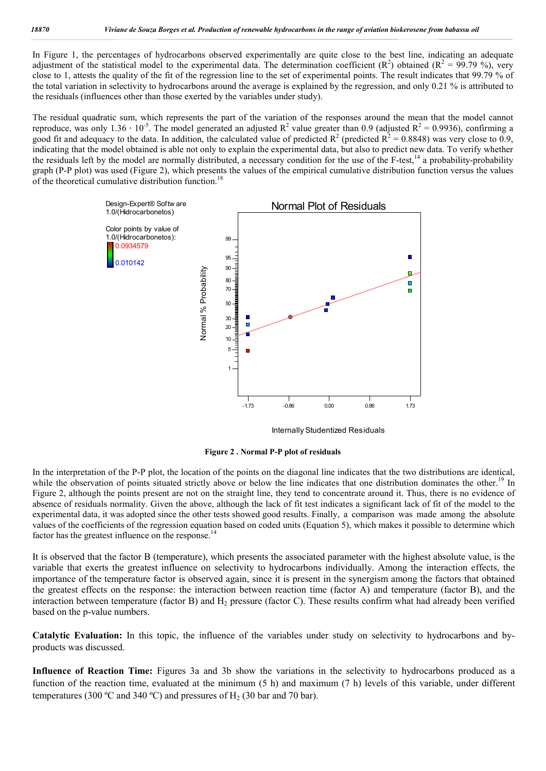In Figure 1, the percentages of hydrocarbons observed experimentally are quite close to the best line, indicating an adequate adjustment of the statistical model to the experimental data. The determination coefficient ($R^2$) obtained ($R^2$ = 99.79 %), very close to 1, attests the quality of the fit of the regression line to the set of experimental points. The result indicates that 99.79 % of the total variation in selectivity to hydrocarbons around the average is explained by the regression, and only 0.21 % is attributed to the residuals (influences other than those exerted by the variables under study).

The residual quadratic sum, which represents the part of the variation of the responses around the mean that the model cannot reproduce, was only $1.36 \cdot 10^{-5}$. The model generated an adjusted $R^2$ value greater than 0.9 (adjusted $R^2$ = 0.9936), confirming a good fit and adequacy to the data. In addition, the calculated value of predicted $R^2$ (predicted $R^2$ = 0.8848) was very close to 0.9, indicating that the model obtained is able not only to explain the experimental data, but also to predict new data. To verify whether the residuals left by the model are normally distributed, a necessary condition for the use of the F-test,[14] a probability-probability graph (P-P plot) was used (Figure 2), which presents the values of the empirical cumulative distribution function versus the values of the theoretical cumulative distribution function.[18]

**Figure 2 . Normal P-P plot of residuals**

In the interpretation of the P-P plot, the location of the points on the diagonal line indicates that the two distributions are identical, while the observation of points situated strictly above or below the line indicates that one distribution dominates the other.[19] In Figure 2, although the points present are not on the straight line, they tend to concentrate around it. Thus, there is no evidence of absence of residuals normality. Given the above, although the lack of fit test indicates a significant lack of fit of the model to the experimental data, it was adopted since the other tests showed good results. Finally, a comparison was made among the absolute values of the coefficients of the regression equation based on coded units (Equation 5), which makes it possible to determine which factor has the greatest influence on the response.[14]

It is observed that the factor B (temperature), which presents the associated parameter with the highest absolute value, is the variable that exerts the greatest influence on selectivity to hydrocarbons individually. Among the interaction effects, the importance of the temperature factor is observed again, since it is present in the synergism among the factors that obtained the greatest effects on the response: the interaction between reaction time (factor A) and temperature (factor B), and the interaction between temperature (factor B) and $H_2$ pressure (factor C). These results confirm what had already been verified based on the p-value numbers.

**Catalytic Evaluation:** In this topic, the influence of the variables under study on selectivity to hydrocarbons and by-products was discussed.

**Influence of Reaction Time:** Figures 3a and 3b show the variations in the selectivity to hydrocarbons produced as a function of the reaction time, evaluated at the minimum (5 h) and maximum (7 h) levels of this variable, under different temperatures (300 ºC and 340 ºC) and pressures of $H_2$ (30 bar and 70 bar).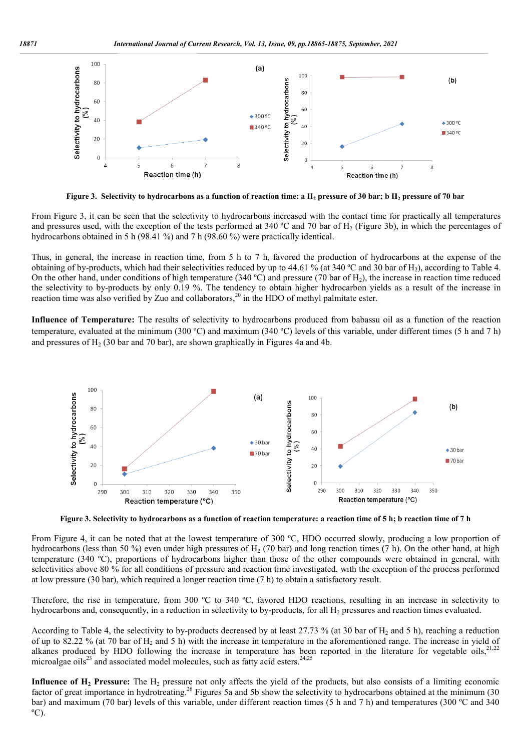**Figure 3. Selectivity to hydrocarbons as a function of reaction time: a $H_2$ pressure of 30 bar; b $H_2$ pressure of 70 bar**

From Figure 3, it can be seen that the selectivity to hydrocarbons increased with the contact time for practically all temperatures and pressures used, with the exception of the tests performed at 340 ºC and 70 bar of $H_2$ (Figure 3b), in which the percentages of hydrocarbons obtained in 5 h (98.41 %) and 7 h (98.60 %) were practically identical.

Thus, in general, the increase in reaction time, from 5 h to 7 h, favored the production of hydrocarbons at the expense of the obtaining of by-products, which had their selectivities reduced by up to 44.61 % (at 340 ºC and 30 bar of $H_2$), according to Table 4. On the other hand, under conditions of high temperature (340 ºC) and pressure (70 bar of $H_2$), the increase in reaction time reduced the selectivity to by-products by only 0.19 %. The tendency to obtain higher hydrocarbon yields as a result of the increase in reaction time was also verified by Zuo and collaborators,[20] in the HDO of methyl palmitate ester.

**Influence of Temperature:** The results of selectivity to hydrocarbons produced from babassu oil as a function of the reaction temperature, evaluated at the minimum (300 °C) and maximum (340 °C) levels of this variable, under different times (5 h and 7 h) and pressures of $H_2$ (30 bar and 70 bar), are shown graphically in Figures 4a and 4b.

**Figure 3. Selectivity to hydrocarbons as a function of reaction temperature: a reaction time of 5 h; b reaction time of 7 h**

From Figure 4, it can be noted that at the lowest temperature of 300 ºC, HDO occurred slowly, producing a low proportion of hydrocarbons (less than 50 %) even under high pressures of $H_2$ (70 bar) and long reaction times (7 h). On the other hand, at high temperature (340 ºC), proportions of hydrocarbons higher than those of the other compounds were obtained in general, with selectivities above 80 % for all conditions of pressure and reaction time investigated, with the exception of the process performed at low pressure (30 bar), which required a longer reaction time (7 h) to obtain a satisfactory result.

Therefore, the rise in temperature, from 300 ºC to 340 ºC, favored HDO reactions, resulting in an increase in selectivity to hydrocarbons and, consequently, in a reduction in selectivity to by-products, for all $H_2$ pressures and reaction times evaluated.

According to Table 4, the selectivity to by-products decreased by at least 27.73 % (at 30 bar of $H_2$ and 5 h), reaching a reduction of up to 82.22 % (at 70 bar of $H_2$ and 5 h) with the increase in temperature in the aforementioned range. The increase in yield of alkanes produced by HDO following the increase in temperature has been reported in the literature for vegetable oils,[21,22] microalgae oils[23] and associated model molecules, such as fatty acid esters.[24,25]

**Influence of $H_2$ Pressure:** The $H_2$ pressure not only affects the yield of the products, but also consists of a limiting economic factor of great importance in hydrotreating.[26] Figures 5a and 5b show the selectivity to hydrocarbons obtained at the minimum (30 bar) and maximum (70 bar) levels of this variable, under different reaction times (5 h and 7 h) and temperatures (300 ºC and 340 ºC).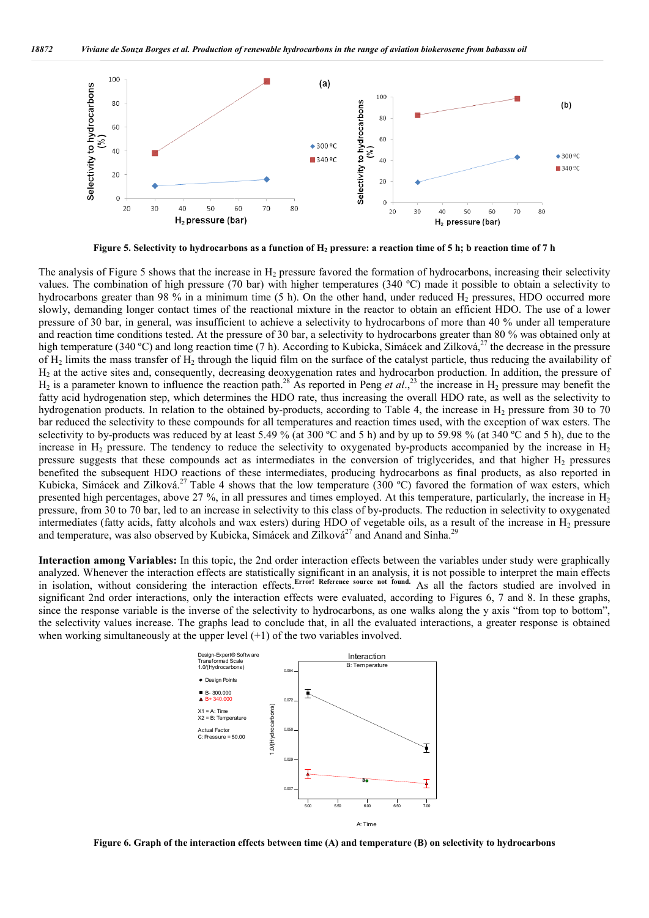**Figure 5. Selectivity to hydrocarbons as a function of $H_2$ pressure: a reaction time of 5 h; b reaction time of 7 h**

The analysis of Figure 5 shows that the increase in $H_2$ pressure favored the formation of hydrocarbons, increasing their selectivity values. The combination of high pressure (70 bar) with higher temperatures (340 ºC) made it possible to obtain a selectivity to hydrocarbons greater than 98 % in a minimum time (5 h). On the other hand, under reduced $H_2$ pressures, HDO occurred more slowly, demanding longer contact times of the reactional mixture in the reactor to obtain an efficient HDO. The use of a lower pressure of 30 bar, in general, was insufficient to achieve a selectivity to hydrocarbons of more than 40 % under all temperature and reaction time conditions tested. At the pressure of 30 bar, a selectivity to hydrocarbons greater than 80 % was obtained only at high temperature (340 ºC) and long reaction time (7 h). According to Kubicka, Simácek and Zilková,[27] the decrease in the pressure of $H_2$ limits the mass transfer of $H_2$ through the liquid film on the surface of the catalyst particle, thus reducing the availability of $H_2$ at the active sites and, consequently, decreasing deoxygenation rates and hydrocarbon production. In addition, the pressure of $H_2$ is a parameter known to influence the reaction path.[28] As reported in Peng *et al.*,[23] the increase in $H_2$ pressure may benefit the fatty acid hydrogenation step, which determines the HDO rate, thus increasing the overall HDO rate, as well as the selectivity to hydrogenation products. In relation to the obtained by-products, according to Table 4, the increase in $H_2$ pressure from 30 to 70 bar reduced the selectivity to these compounds for all temperatures and reaction times used, with the exception of wax esters. The selectivity to by-products was reduced by at least 5.49 % (at 300 ºC and 5 h) and by up to 59.98 % (at 340 ºC and 5 h), due to the increase in $H_2$ pressure. The tendency to reduce the selectivity to oxygenated by-products accompanied by the increase in $H_2$ pressure suggests that these compounds act as intermediates in the conversion of triglycerides, and that higher $H_2$ pressures benefited the subsequent HDO reactions of these intermediates, producing hydrocarbons as final products, as also reported in Kubicka, Simácek and Zilková.[27] Table 4 shows that the low temperature (300 ºC) favored the formation of wax esters, which presented high percentages, above 27 %, in all pressures and times employed. At this temperature, particularly, the increase in $H_2$ pressure, from 30 to 70 bar, led to an increase in selectivity to this class of by-products. The reduction in selectivity to oxygenated intermediates (fatty acids, fatty alcohols and wax esters) during HDO of vegetable oils, as a result of the increase in $H_2$ pressure and temperature, was also observed by Kubicka, Simácek and Zilková[27] and Anand and Sinha.[29]

**Interaction among Variables:** In this topic, the 2nd order interaction effects between the variables under study were graphically analyzed. Whenever the interaction effects are statistically significant in an analysis, it is not possible to interpret the main effects in isolation, without considering the interaction effects.[Error! Reference source not found.] As all the factors studied are involved in significant 2nd order interactions, only the interaction effects were evaluated, according to Figures 6, 7 and 8. In these graphs, since the response variable is the inverse of the selectivity to hydrocarbons, as one walks along the y axis "from top to bottom", the selectivity values increase. The graphs lead to conclude that, in all the evaluated interactions, a greater response is obtained when working simultaneously at the upper level (+1) of the two variables involved.

**Figure 6. Graph of the interaction effects between time (A) and temperature (B) on selectivity to hydrocarbons**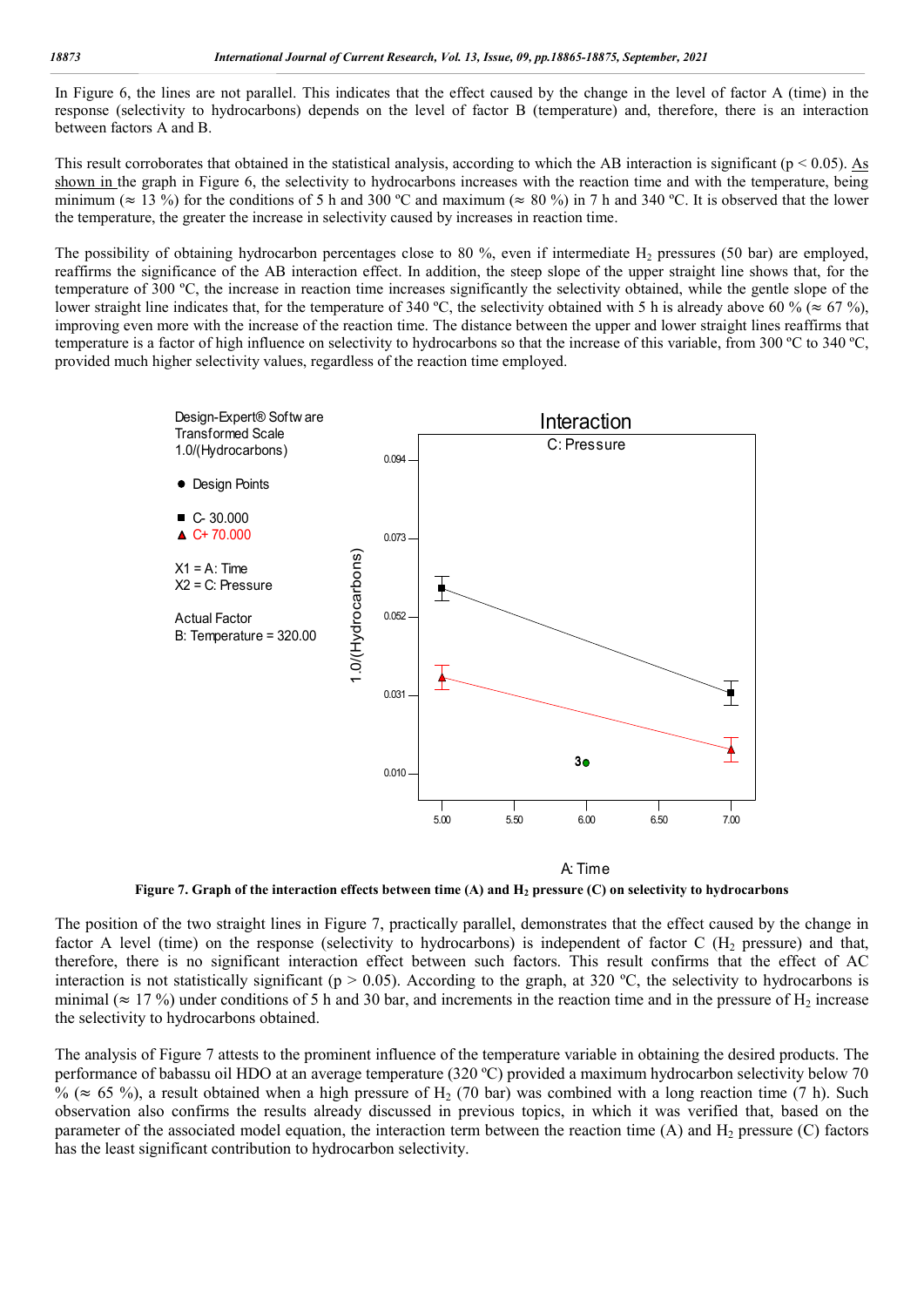In Figure 6, the lines are not parallel. This indicates that the effect caused by the change in the level of factor A (time) in the response (selectivity to hydrocarbons) depends on the level of factor B (temperature) and, therefore, there is an interaction between factors A and B.

This result corroborates that obtained in the statistical analysis, according to which the AB interaction is significant ($p < 0.05$). As shown in the graph in Figure 6, the selectivity to hydrocarbons increases with the reaction time and with the temperature, being minimum (≈ 13 %) for the conditions of 5 h and 300 ºC and maximum (≈ 80 %) in 7 h and 340 ºC. It is observed that the lower the temperature, the greater the increase in selectivity caused by increases in reaction time.

The possibility of obtaining hydrocarbon percentages close to 80 %, even if intermediate $H_2$ pressures (50 bar) are employed, reaffirms the significance of the AB interaction effect. In addition, the steep slope of the upper straight line shows that, for the temperature of 300 ºC, the increase in reaction time increases significantly the selectivity obtained, while the gentle slope of the lower straight line indicates that, for the temperature of 340 ºC, the selectivity obtained with 5 h is already above 60 % (≈ 67 %), improving even more with the increase of the reaction time. The distance between the upper and lower straight lines reaffirms that temperature is a factor of high influence on selectivity to hydrocarbons so that the increase of this variable, from 300 ºC to 340 ºC, provided much higher selectivity values, regardless of the reaction time employed.

**Figure 7. Graph of the interaction effects between time (A) and $H_2$ pressure (C) on selectivity to hydrocarbons**

The position of the two straight lines in Figure 7, practically parallel, demonstrates that the effect caused by the change in factor A level (time) on the response (selectivity to hydrocarbons) is independent of factor C ($H_2$ pressure) and that, therefore, there is no significant interaction effect between such factors. This result confirms that the effect of AC interaction is not statistically significant ($p > 0.05$). According to the graph, at 320 ºC, the selectivity to hydrocarbons is minimal (≈ 17 %) under conditions of 5 h and 30 bar, and increments in the reaction time and in the pressure of $H_2$ increase the selectivity to hydrocarbons obtained.

The analysis of Figure 7 attests to the prominent influence of the temperature variable in obtaining the desired products. The performance of babassu oil HDO at an average temperature (320 ºC) provided a maximum hydrocarbon selectivity below 70 % (≈ 65 %), a result obtained when a high pressure of $H_2$ (70 bar) was combined with a long reaction time (7 h). Such observation also confirms the results already discussed in previous topics, in which it was verified that, based on the parameter of the associated model equation, the interaction term between the reaction time (A) and $H_2$ pressure (C) factors has the least significant contribution to hydrocarbon selectivity.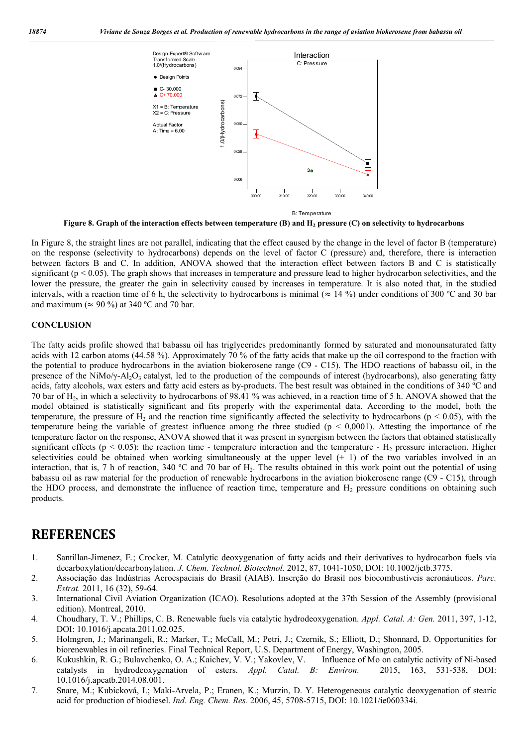Figure 8. Graph of the interaction effects between temperature (B) and $H_2$ pressure (C) on selectivity to hydrocarbons

In Figure 8, the straight lines are not parallel, indicating that the effect caused by the change in the level of factor B (temperature) on the response (selectivity to hydrocarbons) depends on the level of factor C (pressure) and, therefore, there is interaction between factors B and C. In addition, ANOVA showed that the interaction effect between factors B and C is statistically significant ($p < 0.05$). The graph shows that increases in temperature and pressure lead to higher hydrocarbon selectivities, and the lower the pressure, the greater the gain in selectivity caused by increases in temperature. It is also noted that, in the studied intervals, with a reaction time of 6 h, the selectivity to hydrocarbons is minimal (≈ 14 %) under conditions of 300 ºC and 30 bar and maximum (≈ 90 %) at 340 ºC and 70 bar.

## CONCLUSION

The fatty acids profile showed that babassu oil has triglycerides predominantly formed by saturated and monounsaturated fatty acids with 12 carbon atoms (44.58 %). Approximately 70 % of the fatty acids that make up the oil correspond to the fraction with the potential to produce hydrocarbons in the aviation biokerosene range (C9 - C15). The HDO reactions of babassu oil, in the presence of the NiMo/γ-$Al_2O_3$ catalyst, led to the production of the compounds of interest (hydrocarbons), also generating fatty acids, fatty alcohols, wax esters and fatty acid esters as by-products. The best result was obtained in the conditions of 340 ºC and 70 bar of $H_2$, in which a selectivity to hydrocarbons of 98.41 % was achieved, in a reaction time of 5 h. ANOVA showed that the model obtained is statistically significant and fits properly with the experimental data. According to the model, both the temperature, the pressure of $H_2$ and the reaction time significantly affected the selectivity to hydrocarbons ($p < 0.05$), with the temperature being the variable of greatest influence among the three studied ($p < 0,0001$). Attesting the importance of the temperature factor on the response, ANOVA showed that it was present in synergism between the factors that obtained statistically significant effects ($p < 0.05$): the reaction time - temperature interaction and the temperature - $H_2$ pressure interaction. Higher selectivities could be obtained when working simultaneously at the upper level (+ 1) of the two variables involved in an interaction, that is, 7 h of reaction, 340 ºC and 70 bar of $H_2$. The results obtained in this work point out the potential of using babassu oil as raw material for the production of renewable hydrocarbons in the aviation biokerosene range (C9 - C15), through the HDO process, and demonstrate the influence of reaction time, temperature and $H_2$ pressure conditions on obtaining such products.

# REFERENCES

1. Santillan-Jimenez, E.; Crocker, M. Catalytic deoxygenation of fatty acids and their derivatives to hydrocarbon fuels via decarboxylation/decarbonylation. *J. Chem. Technol. Biotechnol.* 2012, 87, 1041-1050, DOI: 10.1002/jctb.3775.
2. Associação das Indústrias Aeroespaciais do Brasil (AIAB). Inserção do Brasil nos biocombustíveis aeronáuticos. *Parc. Estrat.* 2011, 16 (32), 59-64.
3. International Civil Aviation Organization (ICAO). Resolutions adopted at the 37th Session of the Assembly (provisional edition). Montreal, 2010.
4. Choudhary, T. V.; Phillips, C. B. Renewable fuels via catalytic hydrodeoxygenation. *Appl. Catal. A: Gen.* 2011, 397, 1-12, DOI: 10.1016/j.apcata.2011.02.025.
5. Holmgren, J.; Marinangeli, R.; Marker, T.; McCall, M.; Petri, J.; Czernik, S.; Elliott, D.; Shonnard, D. Opportunities for biorenewables in oil refineries. Final Technical Report, U.S. Department of Energy, Washington, 2005.
6. Kukushkin, R. G.; Bulavchenko, O. A.; Kaichev, V. V.; Yakovlev, V. Influence of Mo on catalytic activity of Ni-based catalysts in hydrodeoxygenation of esters. *Appl. Catal. B: Environ.* 2015, 163, 531-538, DOI: 10.1016/j.apcatb.2014.08.001.
7. Snare, M.; Kubicková, I.; Maki-Arvela, P.; Eranen, K.; Murzin, D. Y. Heterogeneous catalytic deoxygenation of stearic acid for production of biodiesel. *Ind. Eng. Chem. Res.* 2006, 45, 5708-5715, DOI: 10.1021/ie060334i.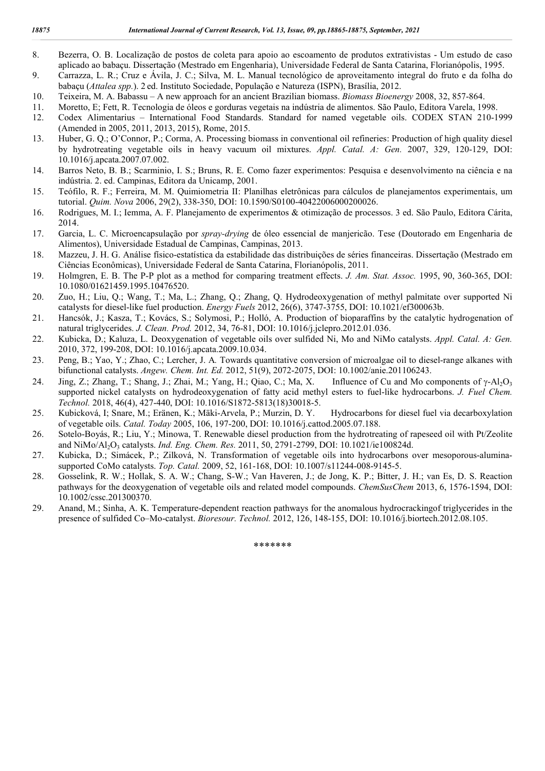8. Bezerra, O. B. Localização de postos de coleta para apoio ao escoamento de produtos extrativistas - Um estudo de caso aplicado ao babaçu. Dissertação (Mestrado em Engenharia), Universidade Federal de Santa Catarina, Florianópolis, 1995.
9. Carrazza, L. R.; Cruz e Ávila, J. C.; Silva, M. L. Manual tecnológico de aproveitamento integral do fruto e da folha do babaçu (*Attalea spp.*). 2 ed. Instituto Sociedade, População e Natureza (ISPN), Brasília, 2012.
10. Teixeira, M. A. Babassu – A new approach for an ancient Brazilian biomass. *Biomass Bioenergy* 2008, 32, 857-864.
11. Moretto, E; Fett, R. Tecnologia de óleos e gorduras vegetais na indústria de alimentos. São Paulo, Editora Varela, 1998.
12. Codex Alimentarius – International Food Standards. Standard for named vegetable oils. CODEX STAN 210-1999 (Amended in 2005, 2011, 2013, 2015), Rome, 2015.
13. Huber, G. Q.; O'Connor, P.; Corma, A. Processing biomass in conventional oil refineries: Production of high quality diesel by hydrotreating vegetable oils in heavy vacuum oil mixtures. *Appl. Catal. A: Gen.* 2007, 329, 120-129, DOI: 10.1016/j.apcata.2007.07.002.
14. Barros Neto, B. B.; Scarminio, I. S.; Bruns, R. E. Como fazer experimentos: Pesquisa e desenvolvimento na ciência e na indústria. 2. ed. Campinas, Editora da Unicamp, 2001.
15. Teófilo, R. F.; Ferreira, M. M. Quimiometria II: Planilhas eletrônicas para cálculos de planejamentos experimentais, um tutorial. *Quim. Nova* 2006, 29(2), 338-350, DOI: 10.1590/S0100-40422006000200026.
16. Rodrigues, M. I.; Iemma, A. F. Planejamento de experimentos & otimização de processos. 3 ed. São Paulo, Editora Cárita, 2014.
17. Garcia, L. C. Microencapsulação por *spray-drying* de óleo essencial de manjericão. Tese (Doutorado em Engenharia de Alimentos), Universidade Estadual de Campinas, Campinas, 2013.
18. Mazzeu, J. H. G. Análise físico-estatística da estabilidade das distribuições de séries financeiras. Dissertação (Mestrado em Ciências Econômicas), Universidade Federal de Santa Catarina, Florianópolis, 2011.
19. Holmgren, E. B. The P-P plot as a method for comparing treatment effects. *J. Am. Stat. Assoc.* 1995, 90, 360-365, DOI: 10.1080/01621459.1995.10476520.
20. Zuo, H.; Liu, Q.; Wang, T.; Ma, L.; Zhang, Q.; Zhang, Q. Hydrodeoxygenation of methyl palmitate over supported Ni catalysts for diesel-like fuel production. *Energy Fuels* 2012, 26(6), 3747-3755, DOI: 10.1021/ef300063b.
21. Hancsók, J.; Kasza, T.; Kovács, S.; Solymosi, P.; Holló, A. Production of bioparaffins by the catalytic hydrogenation of natural triglycerides. *J. Clean. Prod.* 2012, 34, 76-81, DOI: 10.1016/j.jclepro.2012.01.036.
22. Kubicka, D.; Kaluza, L. Deoxygenation of vegetable oils over sulfided Ni, Mo and NiMo catalysts. *Appl. Catal. A: Gen.* 2010, 372, 199-208, DOI: 10.1016/j.apcata.2009.10.034.
23. Peng, B.; Yao, Y.; Zhao, C.; Lercher, J. A. Towards quantitative conversion of microalgae oil to diesel-range alkanes with bifunctional catalysts. *Angew. Chem. Int. Ed.* 2012, 51(9), 2072-2075, DOI: 10.1002/anie.201106243.
24. Jing, Z.; Zhang, T.; Shang, J.; Zhai, M.; Yang, H.; Qiao, C.; Ma, X. Influence of Cu and Mo components of $\gamma$-$Al_2O_3$ supported nickel catalysts on hydrodeoxygenation of fatty acid methyl esters to fuel-like hydrocarbons. *J. Fuel Chem. Technol.* 2018, 46(4), 427-440, DOI: 10.1016/S1872-5813(18)30018-5.
25. Kubicková, I; Snare, M.; Eränen, K.; Mäki-Arvela, P.; Murzin, D. Y. Hydrocarbons for diesel fuel via decarboxylation of vegetable oils. *Catal. Today* 2005, 106, 197-200, DOI: 10.1016/j.cattod.2005.07.188.
26. Sotelo-Boyás, R.; Liu, Y.; Minowa, T. Renewable diesel production from the hydrotreating of rapeseed oil with Pt/Zeolite and NiMo/$Al_2O_3$ catalysts. *Ind. Eng. Chem. Res.* 2011, 50, 2791-2799, DOI: 10.1021/ie100824d.
27. Kubicka, D.; Simácek, P.; Zilková, N. Transformation of vegetable oils into hydrocarbons over mesoporous-alumina-supported CoMo catalysts. *Top. Catal.* 2009, 52, 161-168, DOI: 10.1007/s11244-008-9145-5.
28. Gosselink, R. W.; Hollak, S. A. W.; Chang, S-W.; Van Haveren, J.; de Jong, K. P.; Bitter, J. H.; van Es, D. S. Reaction pathways for the deoxygenation of vegetable oils and related model compounds. *ChemSusChem* 2013, 6, 1576-1594, DOI: 10.1002/cssc.201300370.
29. Anand, M.; Sinha, A. K. Temperature-dependent reaction pathways for the anomalous hydrocrackingof triglycerides in the presence of sulfided Co–Mo-catalyst. *Bioresour. Technol.* 2012, 126, 148-155, DOI: 10.1016/j.biortech.2012.08.105.

*******